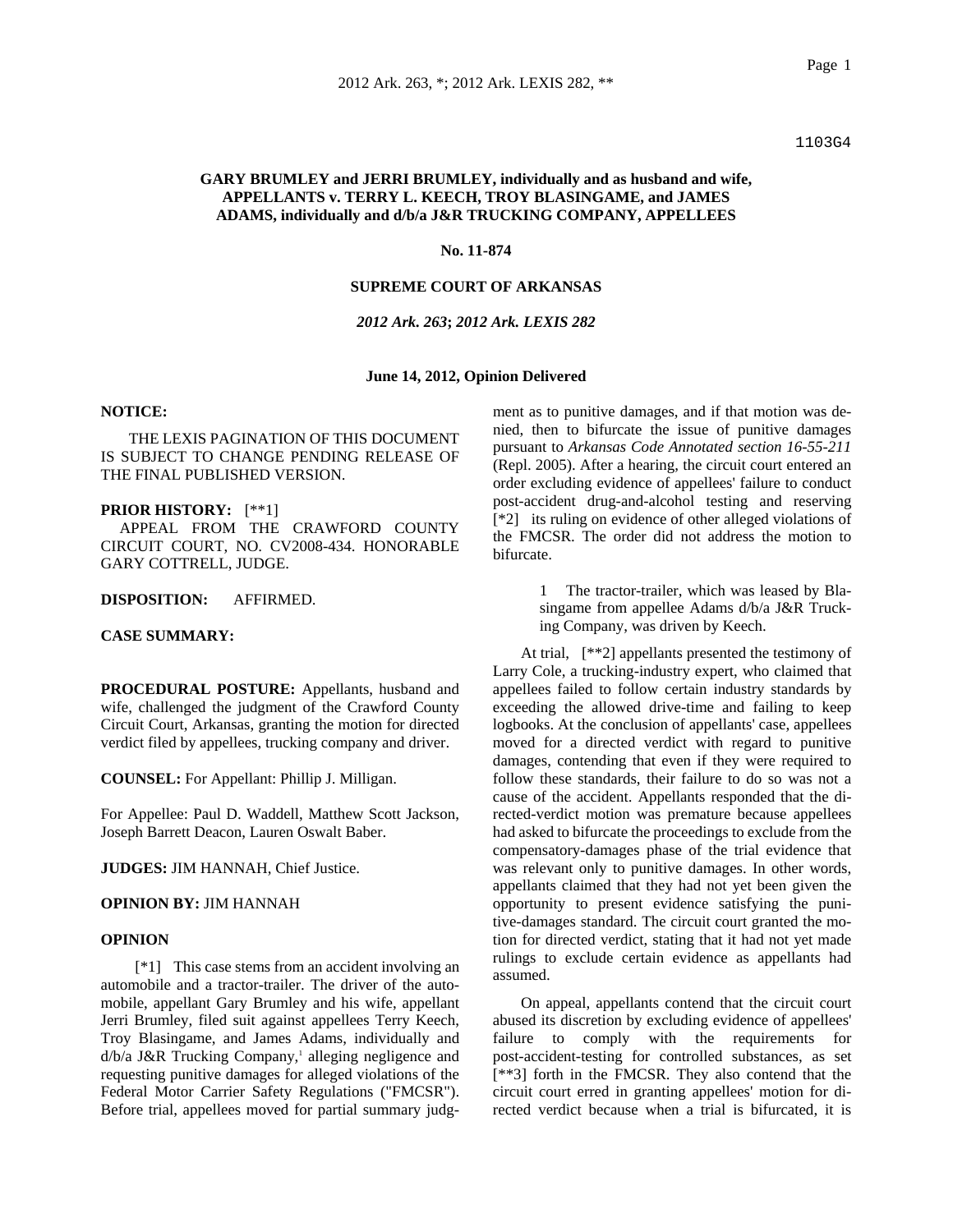1103G4

**GARY BRUMLEY and JERRI BRUMLEY, individually and as husband and wife, APPELLANTS v. TERRY L. KEECH, TROY BLASINGAME, and JAMES ADAMS, individually and d/b/a J&R TRUCKING COMPANY, APPELLEES**

**No. 11-874**

**SUPREME COURT OF ARKANSAS**

***2012 Ark. 263*; *2012 Ark. LEXIS 282***

**June 14, 2012, Opinion Delivered**

**NOTICE:**

THE LEXIS PAGINATION OF THIS DOCUMENT IS SUBJECT TO CHANGE PENDING RELEASE OF THE FINAL PUBLISHED VERSION.

**PRIOR HISTORY:** [**1]

APPEAL FROM THE CRAWFORD COUNTY CIRCUIT COURT, NO. CV2008-434. HONORABLE GARY COTTRELL, JUDGE.

**DISPOSITION:** AFFIRMED.

**CASE SUMMARY:**

**PROCEDURAL POSTURE:** Appellants, husband and wife, challenged the judgment of the Crawford County Circuit Court, Arkansas, granting the motion for directed verdict filed by appellees, trucking company and driver.

**COUNSEL:** For Appellant: Phillip J. Milligan.

For Appellee: Paul D. Waddell, Matthew Scott Jackson, Joseph Barrett Deacon, Lauren Oswalt Baber.

**JUDGES:** JIM HANNAH, Chief Justice.

**OPINION BY:** JIM HANNAH

**OPINION**

[*1] This case stems from an accident involving an automobile and a tractor-trailer. The driver of the automobile, appellant Gary Brumley and his wife, appellant Jerri Brumley, filed suit against appellees Terry Keech, Troy Blasingame, and James Adams, individually and d/b/a J&R Trucking Company,[1] alleging negligence and requesting punitive damages for alleged violations of the Federal Motor Carrier Safety Regulations ("FMCSR"). Before trial, appellees moved for partial summary judgment as to punitive damages, and if that motion was denied, then to bifurcate the issue of punitive damages pursuant to *Arkansas Code Annotated section 16-55-211* (Repl. 2005). After a hearing, the circuit court entered an order excluding evidence of appellees' failure to conduct post-accident drug-and-alcohol testing and reserving [*2] its ruling on evidence of other alleged violations of the FMCSR. The order did not address the motion to bifurcate.

1 The tractor-trailer, which was leased by Blasingame from appellee Adams d/b/a J&R Trucking Company, was driven by Keech.

At trial, [**2] appellants presented the testimony of Larry Cole, a trucking-industry expert, who claimed that appellees failed to follow certain industry standards by exceeding the allowed drive-time and failing to keep logbooks. At the conclusion of appellants' case, appellees moved for a directed verdict with regard to punitive damages, contending that even if they were required to follow these standards, their failure to do so was not a cause of the accident. Appellants responded that the directed-verdict motion was premature because appellees had asked to bifurcate the proceedings to exclude from the compensatory-damages phase of the trial evidence that was relevant only to punitive damages. In other words, appellants claimed that they had not yet been given the opportunity to present evidence satisfying the punitive-damages standard. The circuit court granted the motion for directed verdict, stating that it had not yet made rulings to exclude certain evidence as appellants had assumed.

On appeal, appellants contend that the circuit court abused its discretion by excluding evidence of appellees' failure to comply with the requirements for post-accident-testing for controlled substances, as set [**3] forth in the FMCSR. They also contend that the circuit court erred in granting appellees' motion for directed verdict because when a trial is bifurcated, it is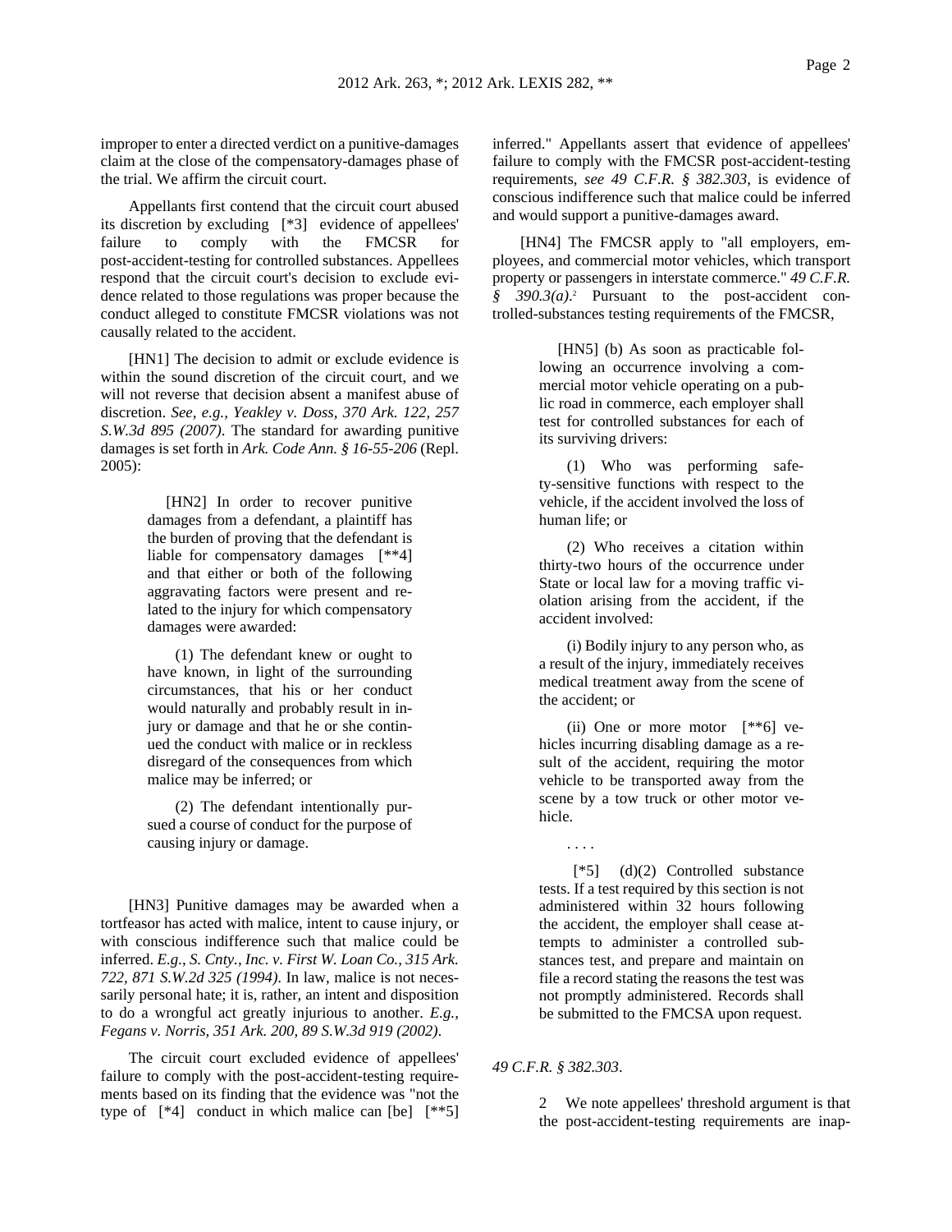improper to enter a directed verdict on a punitive-damages claim at the close of the compensatory-damages phase of the trial. We affirm the circuit court.

Appellants first contend that the circuit court abused its discretion by excluding [*3] evidence of appellees' failure to comply with the FMCSR for post-accident-testing for controlled substances. Appellees respond that the circuit court's decision to exclude evidence related to those regulations was proper because the conduct alleged to constitute FMCSR violations was not causally related to the accident.

[HN1] The decision to admit or exclude evidence is within the sound discretion of the circuit court, and we will not reverse that decision absent a manifest abuse of discretion. *See, e.g., Yeakley v. Doss, 370 Ark. 122, 257 S.W.3d 895 (2007)*. The standard for awarding punitive damages is set forth in *Ark. Code Ann. § 16-55-206* (Repl. 2005):

> [HN2] In order to recover punitive damages from a defendant, a plaintiff has the burden of proving that the defendant is liable for compensatory damages [**4] and that either or both of the following aggravating factors were present and related to the injury for which compensatory damages were awarded:
>
> (1) The defendant knew or ought to have known, in light of the surrounding circumstances, that his or her conduct would naturally and probably result in injury or damage and that he or she continued the conduct with malice or in reckless disregard of the consequences from which malice may be inferred; or
>
> (2) The defendant intentionally pursued a course of conduct for the purpose of causing injury or damage.

[HN3] Punitive damages may be awarded when a tortfeasor has acted with malice, intent to cause injury, or with conscious indifference such that malice could be inferred. *E.g., S. Cnty., Inc. v. First W. Loan Co., 315 Ark. 722, 871 S.W.2d 325 (1994)*. In law, malice is not necessarily personal hate; it is, rather, an intent and disposition to do a wrongful act greatly injurious to another. *E.g., Fegans v. Norris, 351 Ark. 200, 89 S.W.3d 919 (2002)*.

The circuit court excluded evidence of appellees' failure to comply with the post-accident-testing requirements based on its finding that the evidence was "not the type of [*4] conduct in which malice can [be] [**5] inferred." Appellants assert that evidence of appellees' failure to comply with the FMCSR post-accident-testing requirements, *see 49 C.F.R. § 382.303*, is evidence of conscious indifference such that malice could be inferred and would support a punitive-damages award.

[HN4] The FMCSR apply to "all employers, employees, and commercial motor vehicles, which transport property or passengers in interstate commerce." *49 C.F.R. § 390.3(a)*.[2] Pursuant to the post-accident controlled-substances testing requirements of the FMCSR,

> [HN5] (b) As soon as practicable following an occurrence involving a commercial motor vehicle operating on a public road in commerce, each employer shall test for controlled substances for each of its surviving drivers:
>
> (1) Who was performing safety-sensitive functions with respect to the vehicle, if the accident involved the loss of human life; or
>
> (2) Who receives a citation within thirty-two hours of the occurrence under State or local law for a moving traffic violation arising from the accident, if the accident involved:
>
> (i) Bodily injury to any person who, as a result of the injury, immediately receives medical treatment away from the scene of the accident; or
>
> (ii) One or more motor [**6] vehicles incurring disabling damage as a result of the accident, requiring the motor vehicle to be transported away from the scene by a tow truck or other motor vehicle.
>
> . . . .
>
> [*5] (d)(2) Controlled substance tests. If a test required by this section is not administered within 32 hours following the accident, the employer shall cease attempts to administer a controlled substances test, and prepare and maintain on file a record stating the reasons the test was not promptly administered. Records shall be submitted to the FMCSA upon request.

*49 C.F.R. § 382.303*.

2 We note appellees' threshold argument is that the post-accident-testing requirements are inap-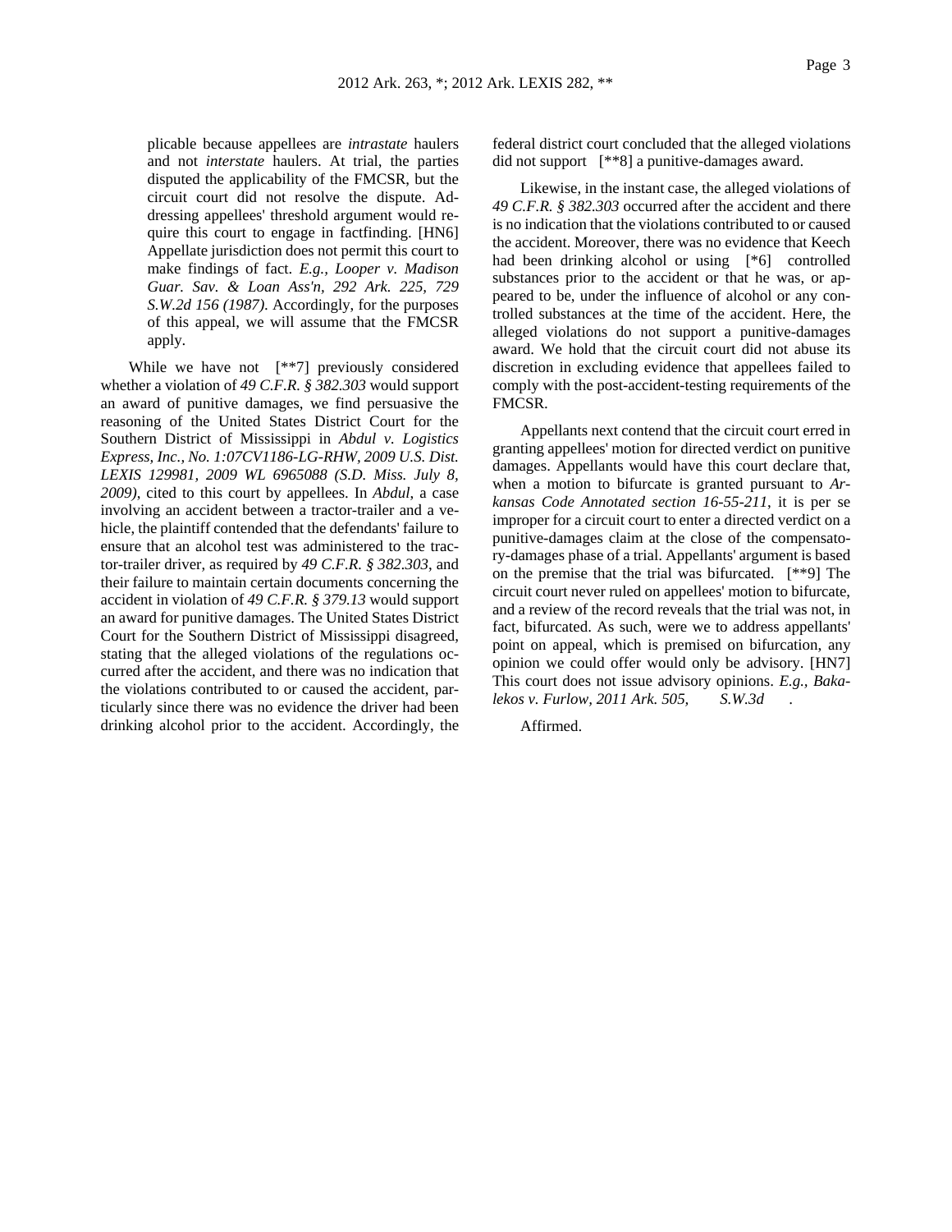plicable because appellees are *intrastate* haulers and not *interstate* haulers. At trial, the parties disputed the applicability of the FMCSR, but the circuit court did not resolve the dispute. Addressing appellees' threshold argument would require this court to engage in factfinding. [HN6] Appellate jurisdiction does not permit this court to make findings of fact. *E.g., Looper v. Madison Guar. Sav. & Loan Ass'n, 292 Ark. 225, 729 S.W.2d 156 (1987).* Accordingly, for the purposes of this appeal, we will assume that the FMCSR apply.

While we have not [**7] previously considered whether a violation of *49 C.F.R. § 382.303* would support an award of punitive damages, we find persuasive the reasoning of the United States District Court for the Southern District of Mississippi in *Abdul v. Logistics Express, Inc., No. 1:07CV1186-LG-RHW, 2009 U.S. Dist. LEXIS 129981, 2009 WL 6965088 (S.D. Miss. July 8, 2009)*, cited to this court by appellees. In *Abdul*, a case involving an accident between a tractor-trailer and a vehicle, the plaintiff contended that the defendants' failure to ensure that an alcohol test was administered to the tractor-trailer driver, as required by *49 C.F.R. § 382.303*, and their failure to maintain certain documents concerning the accident in violation of *49 C.F.R. § 379.13* would support an award for punitive damages. The United States District Court for the Southern District of Mississippi disagreed, stating that the alleged violations of the regulations occurred after the accident, and there was no indication that the violations contributed to or caused the accident, particularly since there was no evidence the driver had been drinking alcohol prior to the accident. Accordingly, the federal district court concluded that the alleged violations did not support [**8] a punitive-damages award.

Likewise, in the instant case, the alleged violations of *49 C.F.R. § 382.303* occurred after the accident and there is no indication that the violations contributed to or caused the accident. Moreover, there was no evidence that Keech had been drinking alcohol or using [*6] controlled substances prior to the accident or that he was, or appeared to be, under the influence of alcohol or any controlled substances at the time of the accident. Here, the alleged violations do not support a punitive-damages award. We hold that the circuit court did not abuse its discretion in excluding evidence that appellees failed to comply with the post-accident-testing requirements of the FMCSR.

Appellants next contend that the circuit court erred in granting appellees' motion for directed verdict on punitive damages. Appellants would have this court declare that, when a motion to bifurcate is granted pursuant to *Arkansas Code Annotated section 16-55-211*, it is per se improper for a circuit court to enter a directed verdict on a punitive-damages claim at the close of the compensatory-damages phase of a trial. Appellants' argument is based on the premise that the trial was bifurcated. [**9] The circuit court never ruled on appellees' motion to bifurcate, and a review of the record reveals that the trial was not, in fact, bifurcated. As such, were we to address appellants' point on appeal, which is premised on bifurcation, any opinion we could offer would only be advisory. [HN7] This court does not issue advisory opinions. *E.g., Bakalekos v. Furlow, 2011 Ark. 505, S.W.3d .*

Affirmed.